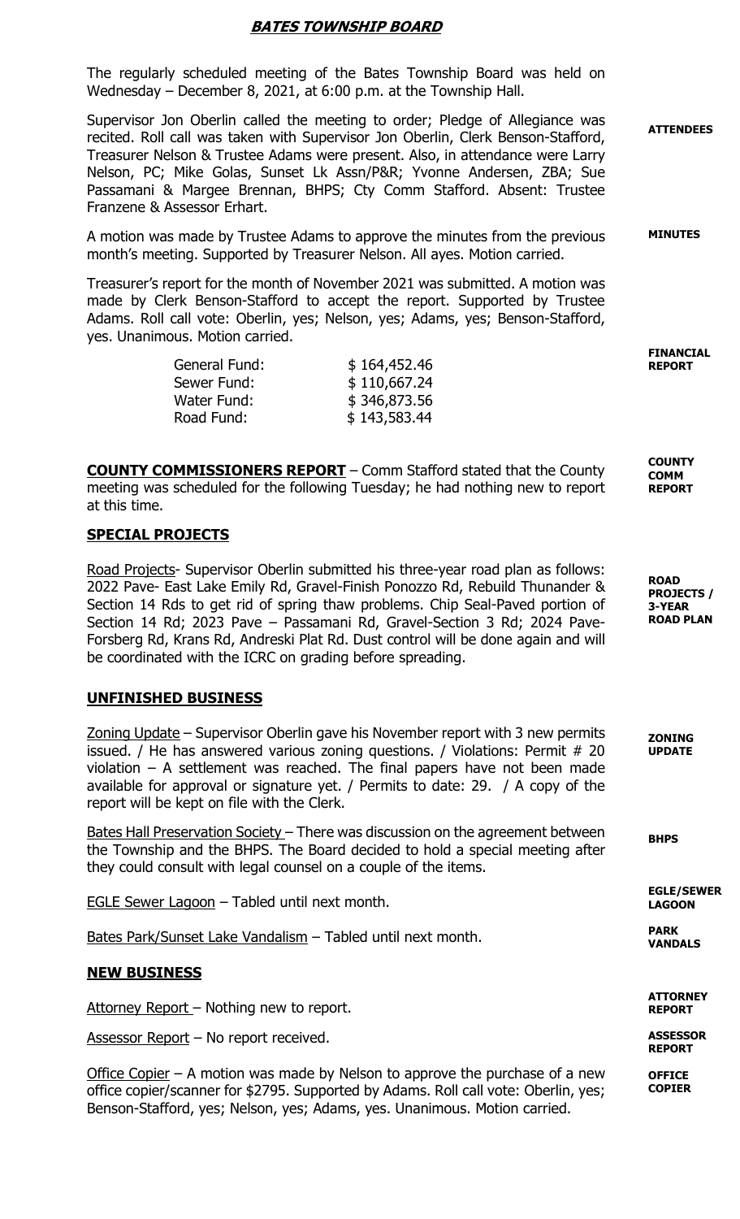# ***BATES TOWNSHIP BOARD***

The regularly scheduled meeting of the Bates Township Board was held on Wednesday – December 8, 2021, at 6:00 p.m. at the Township Hall.

**ATTENDEES**

Supervisor Jon Oberlin called the meeting to order; Pledge of Allegiance was recited. Roll call was taken with Supervisor Jon Oberlin, Clerk Benson-Stafford, Treasurer Nelson & Trustee Adams were present. Also, in attendance were Larry Nelson, PC; Mike Golas, Sunset Lk Assn/P&R; Yvonne Andersen, ZBA; Sue Passamani & Margee Brennan, BHPS; Cty Comm Stafford. Absent: Trustee Franzene & Assessor Erhart.

**MINUTES**

A motion was made by Trustee Adams to approve the minutes from the previous month's meeting. Supported by Treasurer Nelson. All ayes. Motion carried.

**FINANCIAL REPORT**

Treasurer's report for the month of November 2021 was submitted. A motion was made by Clerk Benson-Stafford to accept the report. Supported by Trustee Adams. Roll call vote: Oberlin, yes; Nelson, yes; Adams, yes; Benson-Stafford, yes. Unanimous. Motion carried.

| | |
|---|---|
| General Fund: | $ 164,452.46 |
| Sewer Fund: | $ 110,667.24 |
| Water Fund: | $ 346,873.56 |
| Road Fund: | $ 143,583.44 |

**COUNTY COMM REPORT**

**COUNTY COMMISSIONERS REPORT** – Comm Stafford stated that the County meeting was scheduled for the following Tuesday; he had nothing new to report at this time.

## SPECIAL PROJECTS

**ROAD PROJECTS / 3-YEAR ROAD PLAN**

Road Projects- Supervisor Oberlin submitted his three-year road plan as follows: 2022 Pave- East Lake Emily Rd, Gravel-Finish Ponozzo Rd, Rebuild Thunander & Section 14 Rds to get rid of spring thaw problems. Chip Seal-Paved portion of Section 14 Rd; 2023 Pave – Passamani Rd, Gravel-Section 3 Rd; 2024 Pave-Forsberg Rd, Krans Rd, Andreski Plat Rd. Dust control will be done again and will be coordinated with the ICRC on grading before spreading.

## UNFINISHED BUSINESS

**ZONING UPDATE**

Zoning Update – Supervisor Oberlin gave his November report with 3 new permits issued. / He has answered various zoning questions. / Violations: Permit # 20 violation – A settlement was reached. The final papers have not been made available for approval or signature yet. / Permits to date: 29. / A copy of the report will be kept on file with the Clerk.

**BHPS**

Bates Hall Preservation Society – There was discussion on the agreement between the Township and the BHPS. The Board decided to hold a special meeting after they could consult with legal counsel on a couple of the items.

**EGLE/SEWER LAGOON**

EGLE Sewer Lagoon – Tabled until next month.

**PARK VANDALS**

Bates Park/Sunset Lake Vandalism – Tabled until next month.

## NEW BUSINESS

**ATTORNEY REPORT**

Attorney Report – Nothing new to report.

**ASSESSOR REPORT**

Assessor Report – No report received.

**OFFICE COPIER**

Office Copier – A motion was made by Nelson to approve the purchase of a new office copier/scanner for $2795. Supported by Adams. Roll call vote: Oberlin, yes; Benson-Stafford, yes; Nelson, yes; Adams, yes. Unanimous. Motion carried.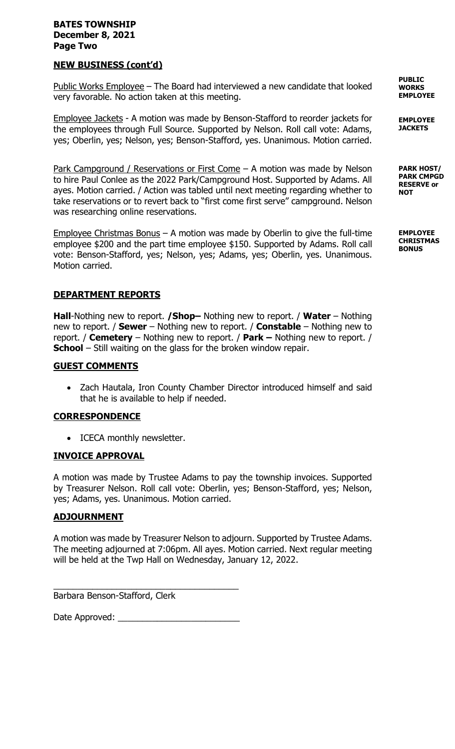**BATES TOWNSHIP**
**December 8, 2021**
**Page Two**

## NEW BUSINESS (cont'd)

**PUBLIC WORKS EMPLOYEE**

Public Works Employee – The Board had interviewed a new candidate that looked very favorable. No action taken at this meeting.

**EMPLOYEE JACKETS**

Employee Jackets - A motion was made by Benson-Stafford to reorder jackets for the employees through Full Source. Supported by Nelson. Roll call vote: Adams, yes; Oberlin, yes; Nelson, yes; Benson-Stafford, yes. Unanimous. Motion carried.

**PARK HOST/ PARK CMPGD RESERVE or NOT**

Park Campground / Reservations or First Come – A motion was made by Nelson to hire Paul Conlee as the 2022 Park/Campground Host. Supported by Adams. All ayes. Motion carried. / Action was tabled until next meeting regarding whether to take reservations or to revert back to "first come first serve" campground. Nelson was researching online reservations.

**EMPLOYEE CHRISTMAS BONUS**

Employee Christmas Bonus – A motion was made by Oberlin to give the full-time employee $200 and the part time employee $150. Supported by Adams. Roll call vote: Benson-Stafford, yes; Nelson, yes; Adams, yes; Oberlin, yes. Unanimous. Motion carried.

## DEPARTMENT REPORTS

**Hall**-Nothing new to report. **/Shop–** Nothing new to report. / **Water** – Nothing new to report. / **Sewer** – Nothing new to report. / **Constable** – Nothing new to report. / **Cemetery** – Nothing new to report. / **Park –** Nothing new to report. / **School** – Still waiting on the glass for the broken window repair.

## GUEST COMMENTS

- Zach Hautala, Iron County Chamber Director introduced himself and said that he is available to help if needed.

## CORRESPONDENCE

- ICECA monthly newsletter.

## INVOICE APPROVAL

A motion was made by Trustee Adams to pay the township invoices. Supported by Treasurer Nelson. Roll call vote: Oberlin, yes; Benson-Stafford, yes; Nelson, yes; Adams, yes. Unanimous. Motion carried.

## ADJOURNMENT

A motion was made by Treasurer Nelson to adjourn. Supported by Trustee Adams. The meeting adjourned at 7:06pm. All ayes. Motion carried. Next regular meeting will be held at the Twp Hall on Wednesday, January 12, 2022.

\_\_\_\_\_\_\_\_\_\_\_\_\_\_\_\_\_\_\_\_\_\_\_\_\_\_\_\_\_\_\_\_\_\_\_\_\_\_

Barbara Benson-Stafford, Clerk

Date Approved: \_\_\_\_\_\_\_\_\_\_\_\_\_\_\_\_\_\_\_\_\_\_\_\_\_